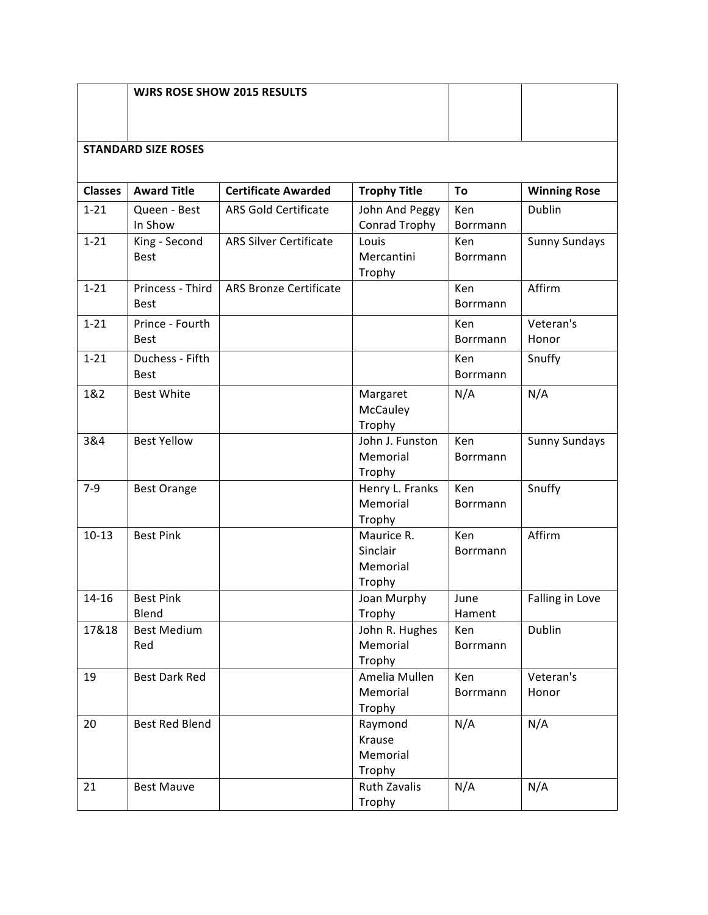|  | WJRS ROSE SHOW 2015 RESULTS |  |  |  |  |
|---|---|---|---|---|---|
| **STANDARD SIZE ROSES** |  |  |  |  |  |
| **Classes** | **Award Title** | **Certificate Awarded** | **Trophy Title** | **To** | **Winning Rose** |
| 1-21 | Queen - Best In Show | ARS Gold Certificate | John And Peggy Conrad Trophy | Ken Borrmann | Dublin |
| 1-21 | King - Second Best | ARS Silver Certificate | Louis Mercantini Trophy | Ken Borrmann | Sunny Sundays |
| 1-21 | Princess - Third Best | ARS Bronze Certificate |  | Ken Borrmann | Affirm |
| 1-21 | Prince - Fourth Best |  |  | Ken Borrmann | Veteran's Honor |
| 1-21 | Duchess - Fifth Best |  |  | Ken Borrmann | Snuffy |
| 1&2 | Best White |  | Margaret McCauley Trophy | N/A | N/A |
| 3&4 | Best Yellow |  | John J. Funston Memorial Trophy | Ken Borrmann | Sunny Sundays |
| 7-9 | Best Orange |  | Henry L. Franks Memorial Trophy | Ken Borrmann | Snuffy |
| 10-13 | Best Pink |  | Maurice R. Sinclair Memorial Trophy | Ken Borrmann | Affirm |
| 14-16 | Best Pink Blend |  | Joan Murphy Trophy | June Hament | Falling in Love |
| 17&18 | Best Medium Red |  | John R. Hughes Memorial Trophy | Ken Borrmann | Dublin |
| 19 | Best Dark Red |  | Amelia Mullen Memorial Trophy | Ken Borrmann | Veteran's Honor |
| 20 | Best Red Blend |  | Raymond Krause Memorial Trophy | N/A | N/A |
| 21 | Best Mauve |  | Ruth Zavalis Trophy | N/A | N/A |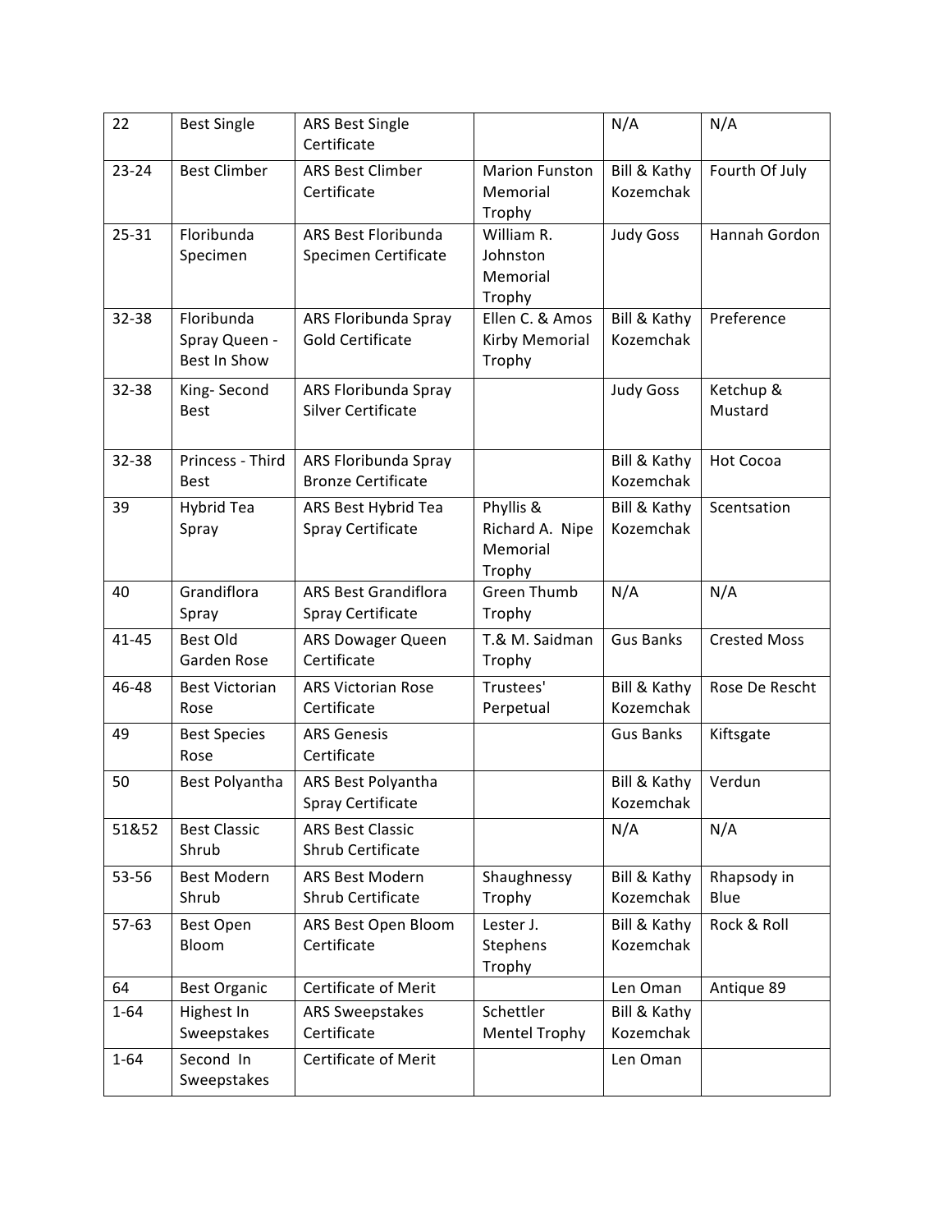| | | | | | |
|---|---|---|---|---|---|
| 22 | Best Single | ARS Best Single Certificate | | N/A | N/A |
| 23-24 | Best Climber | ARS Best Climber Certificate | Marion Funston Memorial Trophy | Bill & Kathy Kozemchak | Fourth Of July |
| 25-31 | Floribunda Specimen | ARS Best Floribunda Specimen Certificate | William R. Johnston Memorial Trophy | Judy Goss | Hannah Gordon |
| 32-38 | Floribunda Spray Queen - Best In Show | ARS Floribunda Spray Gold Certificate | Ellen C. & Amos Kirby Memorial Trophy | Bill & Kathy Kozemchak | Preference |
| 32-38 | King- Second Best | ARS Floribunda Spray Silver Certificate | | Judy Goss | Ketchup & Mustard |
| 32-38 | Princess - Third Best | ARS Floribunda Spray Bronze Certificate | | Bill & Kathy Kozemchak | Hot Cocoa |
| 39 | Hybrid Tea Spray | ARS Best Hybrid Tea Spray Certificate | Phyllis & Richard A. Nipe Memorial Trophy | Bill & Kathy Kozemchak | Scentsation |
| 40 | Grandiflora Spray | ARS Best Grandiflora Spray Certificate | Green Thumb Trophy | N/A | N/A |
| 41-45 | Best Old Garden Rose | ARS Dowager Queen Certificate | T.& M. Saidman Trophy | Gus Banks | Crested Moss |
| 46-48 | Best Victorian Rose | ARS Victorian Rose Certificate | Trustees' Perpetual | Bill & Kathy Kozemchak | Rose De Rescht |
| 49 | Best Species Rose | ARS Genesis Certificate | | Gus Banks | Kiftsgate |
| 50 | Best Polyantha | ARS Best Polyantha Spray Certificate | | Bill & Kathy Kozemchak | Verdun |
| 51&52 | Best Classic Shrub | ARS Best Classic Shrub Certificate | | N/A | N/A |
| 53-56 | Best Modern Shrub | ARS Best Modern Shrub Certificate | Shaughnessy Trophy | Bill & Kathy Kozemchak | Rhapsody in Blue |
| 57-63 | Best Open Bloom | ARS Best Open Bloom Certificate | Lester J. Stephens Trophy | Bill & Kathy Kozemchak | Rock & Roll |
| 64 | Best Organic | Certificate of Merit | | Len Oman | Antique 89 |
| 1-64 | Highest In Sweepstakes | ARS Sweepstakes Certificate | Schettler Mentel Trophy | Bill & Kathy Kozemchak | |
| 1-64 | Second In Sweepstakes | Certificate of Merit | | Len Oman | |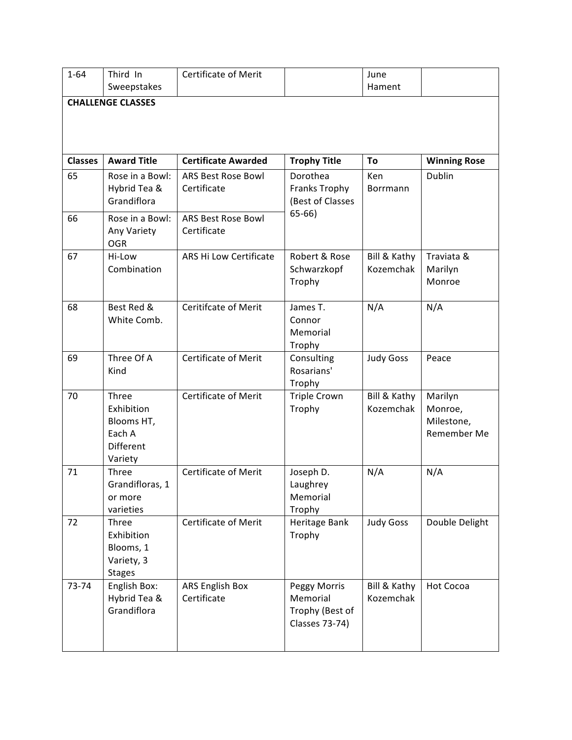| 1-64 | Third In Sweepstakes | Certificate of Merit | | June Hament | |
|---|---|---|---|---|---|
| **CHALLENGE CLASSES** | | | | | |
| **Classes** | **Award Title** | **Certificate Awarded** | **Trophy Title** | **To** | **Winning Rose** |
| 65 | Rose in a Bowl: Hybrid Tea & Grandiflora | ARS Best Rose Bowl Certificate | Dorothea Franks Trophy (Best of Classes 65-66) | Ken Borrmann | Dublin |
| 66 | Rose in a Bowl: Any Variety OGR | ARS Best Rose Bowl Certificate | | | |
| 67 | Hi-Low Combination | ARS Hi Low Certificate | Robert & Rose Schwarzkopf Trophy | Bill & Kathy Kozemchak | Traviata & Marilyn Monroe |
| 68 | Best Red & White Comb. | Ceritifcate of Merit | James T. Connor Memorial Trophy | N/A | N/A |
| 69 | Three Of A Kind | Certificate of Merit | Consulting Rosarians' Trophy | Judy Goss | Peace |
| 70 | Three Exhibition Blooms HT, Each A Different Variety | Certificate of Merit | Triple Crown Trophy | Bill & Kathy Kozemchak | Marilyn Monroe, Milestone, Remember Me |
| 71 | Three Grandifloras, 1 or more varieties | Certificate of Merit | Joseph D. Laughrey Memorial Trophy | N/A | N/A |
| 72 | Three Exhibition Blooms, 1 Variety, 3 Stages | Certificate of Merit | Heritage Bank Trophy | Judy Goss | Double Delight |
| 73-74 | English Box: Hybrid Tea & Grandiflora | ARS English Box Certificate | Peggy Morris Memorial Trophy (Best of Classes 73-74) | Bill & Kathy Kozemchak | Hot Cocoa |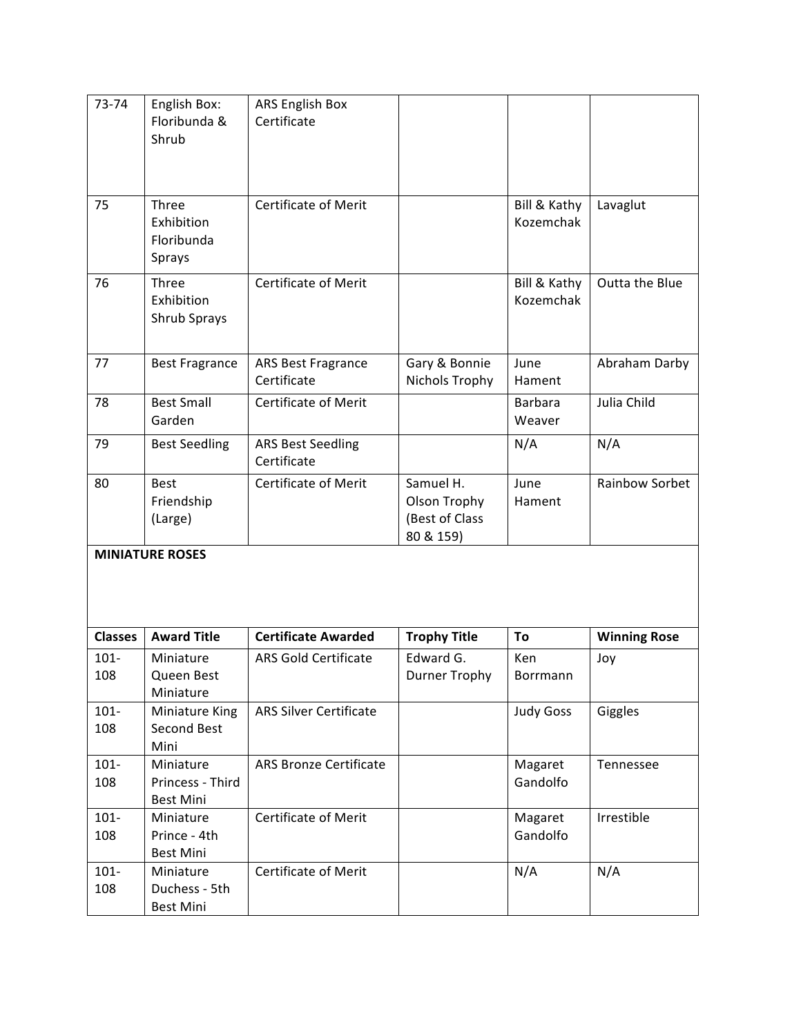| | | | | | |
|---|---|---|---|---|---|
| 73-74 | English Box: Floribunda & Shrub | ARS English Box Certificate | | | |
| 75 | Three Exhibition Floribunda Sprays | Certificate of Merit | | Bill & Kathy Kozemchak | Lavaglut |
| 76 | Three Exhibition Shrub Sprays | Certificate of Merit | | Bill & Kathy Kozemchak | Outta the Blue |
| 77 | Best Fragrance | ARS Best Fragrance Certificate | Gary & Bonnie Nichols Trophy | June Hament | Abraham Darby |
| 78 | Best Small Garden | Certificate of Merit | | Barbara Weaver | Julia Child |
| 79 | Best Seedling | ARS Best Seedling Certificate | | N/A | N/A |
| 80 | Best Friendship (Large) | Certificate of Merit | Samuel H. Olson Trophy (Best of Class 80 & 159) | June Hament | Rainbow Sorbet |

**MINIATURE ROSES**

| Classes | Award Title | Certificate Awarded | Trophy Title | To | Winning Rose |
|---|---|---|---|---|---|
| 101-108 | Miniature Queen Best Miniature | ARS Gold Certificate | Edward G. Durner Trophy | Ken Borrmann | Joy |
| 101-108 | Miniature King Second Best Mini | ARS Silver Certificate | | Judy Goss | Giggles |
| 101-108 | Miniature Princess - Third Best Mini | ARS Bronze Certificate | | Magaret Gandolfo | Tennessee |
| 101-108 | Miniature Prince - 4th Best Mini | Certificate of Merit | | Magaret Gandolfo | Irrestible |
| 101-108 | Miniature Duchess - 5th Best Mini | Certificate of Merit | | N/A | N/A |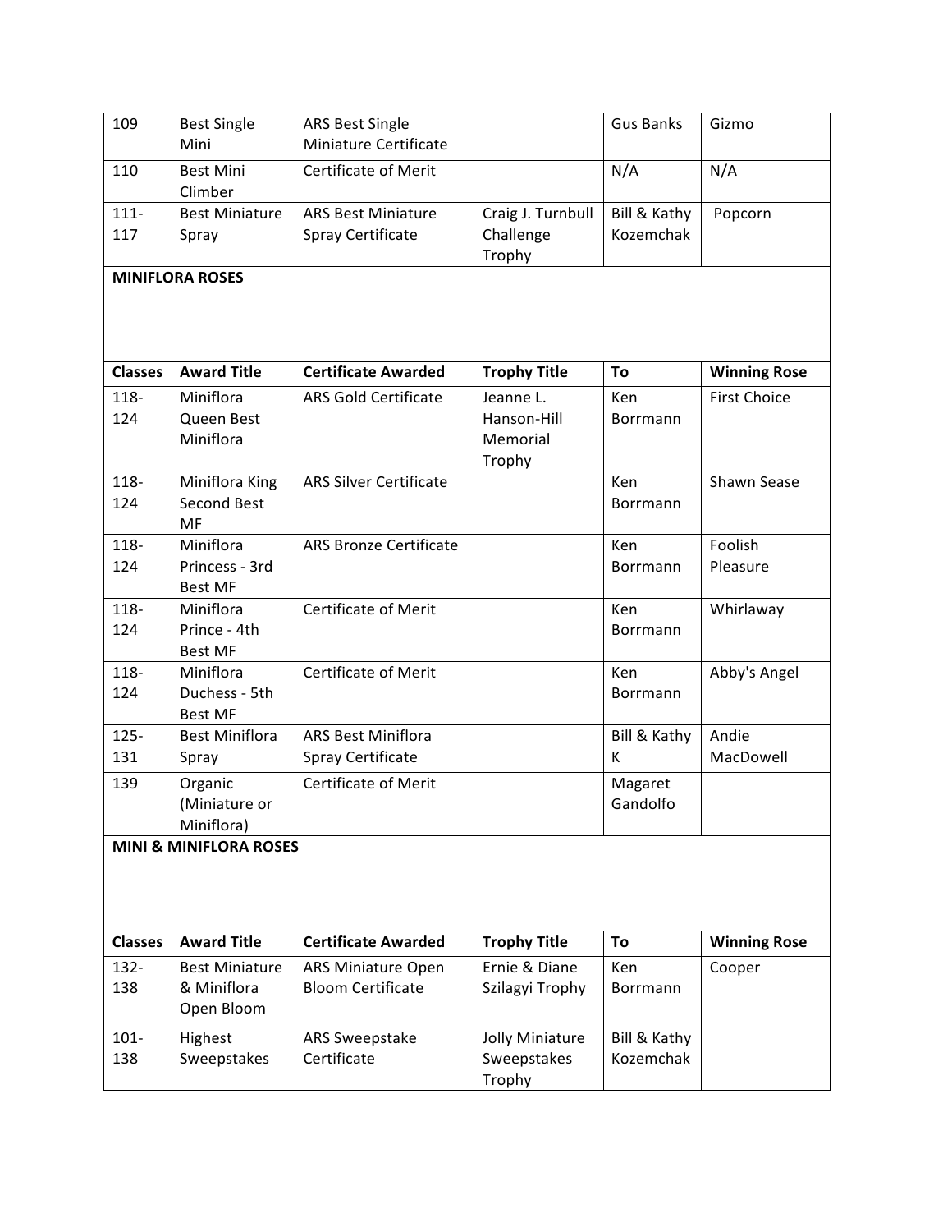| Classes | Award Title | Certificate Awarded | Trophy Title | To | Winning Rose |
|---|---|---|---|---|---|
| 109 | Best Single Mini | ARS Best Single Miniature Certificate | | Gus Banks | Gizmo |
| 110 | Best Mini Climber | Certificate of Merit | | N/A | N/A |
| 111-117 | Best Miniature Spray | ARS Best Miniature Spray Certificate | Craig J. Turnbull Challenge Trophy | Bill & Kathy Kozemchak | Popcorn |

**MINIFLORA ROSES**

| Classes | Award Title | Certificate Awarded | Trophy Title | To | Winning Rose |
|---|---|---|---|---|---|
| 118-124 | Miniflora Queen Best Miniflora | ARS Gold Certificate | Jeanne L. Hanson-Hill Memorial Trophy | Ken Borrmann | First Choice |
| 118-124 | Miniflora King Second Best MF | ARS Silver Certificate | | Ken Borrmann | Shawn Sease |
| 118-124 | Miniflora Princess - 3rd Best MF | ARS Bronze Certificate | | Ken Borrmann | Foolish Pleasure |
| 118-124 | Miniflora Prince - 4th Best MF | Certificate of Merit | | Ken Borrmann | Whirlaway |
| 118-124 | Miniflora Duchess - 5th Best MF | Certificate of Merit | | Ken Borrmann | Abby's Angel |
| 125-131 | Best Miniflora Spray | ARS Best Miniflora Spray Certificate | | Bill & Kathy K | Andie MacDowell |
| 139 | Organic (Miniature or Miniflora) | Certificate of Merit | | Magaret Gandolfo | |

**MINI & MINIFLORA ROSES**

| Classes | Award Title | Certificate Awarded | Trophy Title | To | Winning Rose |
|---|---|---|---|---|---|
| 132-138 | Best Miniature & Miniflora Open Bloom | ARS Miniature Open Bloom Certificate | Ernie & Diane Szilagyi Trophy | Ken Borrmann | Cooper |
| 101-138 | Highest Sweepstakes | ARS Sweepstake Certificate | Jolly Miniature Sweepstakes Trophy | Bill & Kathy Kozemchak | |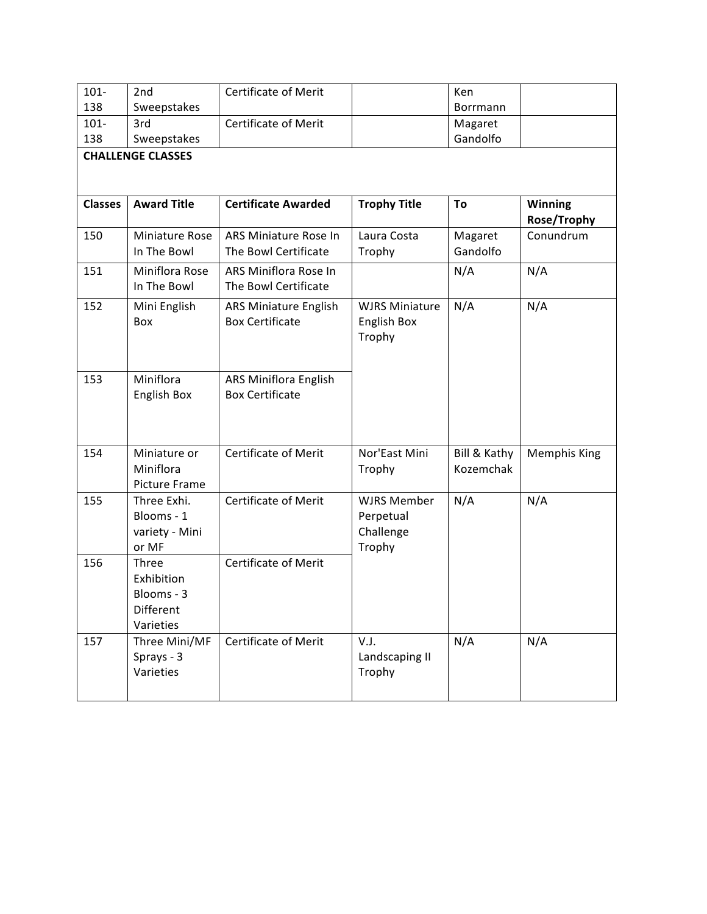| | | | | | |
|---|---|---|---|---|---|
| 101-138 | 2nd Sweepstakes | Certificate of Merit | | Ken Borrmann | |
| 101-138 | 3rd Sweepstakes | Certificate of Merit | | Magaret Gandolfo | |
| **CHALLENGE CLASSES** | | | | | |
| **Classes** | **Award Title** | **Certificate Awarded** | **Trophy Title** | **To** | **Winning Rose/Trophy** |
| 150 | Miniature Rose In The Bowl | ARS Miniature Rose In The Bowl Certificate | Laura Costa Trophy | Magaret Gandolfo | Conundrum |
| 151 | Miniflora Rose In The Bowl | ARS Miniflora Rose In The Bowl Certificate | | N/A | N/A |
| 152 | Mini English Box | ARS Miniature English Box Certificate | WJRS Miniature English Box Trophy | N/A | N/A |
| 153 | Miniflora English Box | ARS Miniflora English Box Certificate | | | |
| 154 | Miniature or Miniflora Picture Frame | Certificate of Merit | Nor'East Mini Trophy | Bill & Kathy Kozemchak | Memphis King |
| 155 | Three Exhi. Blooms - 1 variety - Mini or MF | Certificate of Merit | WJRS Member Perpetual Challenge Trophy | N/A | N/A |
| 156 | Three Exhibition Blooms - 3 Different Varieties | Certificate of Merit | | | |
| 157 | Three Mini/MF Sprays - 3 Varieties | Certificate of Merit | V.J. Landscaping II Trophy | N/A | N/A |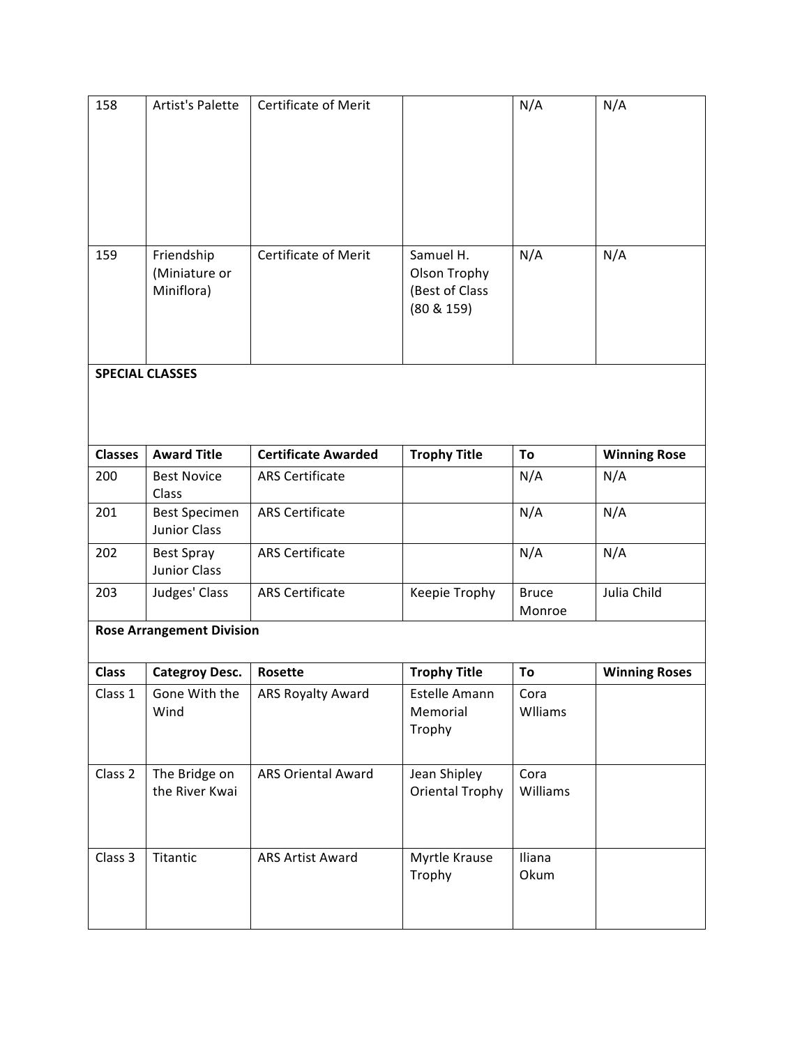| 158 | Artist's Palette | Certificate of Merit | | N/A | N/A |
|---|---|---|---|---|---|
| 159 | Friendship (Miniature or Miniflora) | Certificate of Merit | Samuel H. Olson Trophy (Best of Class (80 & 159) | N/A | N/A |

**SPECIAL CLASSES**

| Classes | Award Title | Certificate Awarded | Trophy Title | To | Winning Rose |
|---|---|---|---|---|---|
| 200 | Best Novice Class | ARS Certificate | | N/A | N/A |
| 201 | Best Specimen Junior Class | ARS Certificate | | N/A | N/A |
| 202 | Best Spray Junior Class | ARS Certificate | | N/A | N/A |
| 203 | Judges' Class | ARS Certificate | Keepie Trophy | Bruce Monroe | Julia Child |

**Rose Arrangement Division**

| Class | Categroy Desc. | Rosette | Trophy Title | To | Winning Roses |
|---|---|---|---|---|---|
| Class 1 | Gone With the Wind | ARS Royalty Award | Estelle Amann Memorial Trophy | Cora Wlliams | |
| Class 2 | The Bridge on the River Kwai | ARS Oriental Award | Jean Shipley Oriental Trophy | Cora Williams | |
| Class 3 | Titantic | ARS Artist Award | Myrtle Krause Trophy | Iliana Okum | |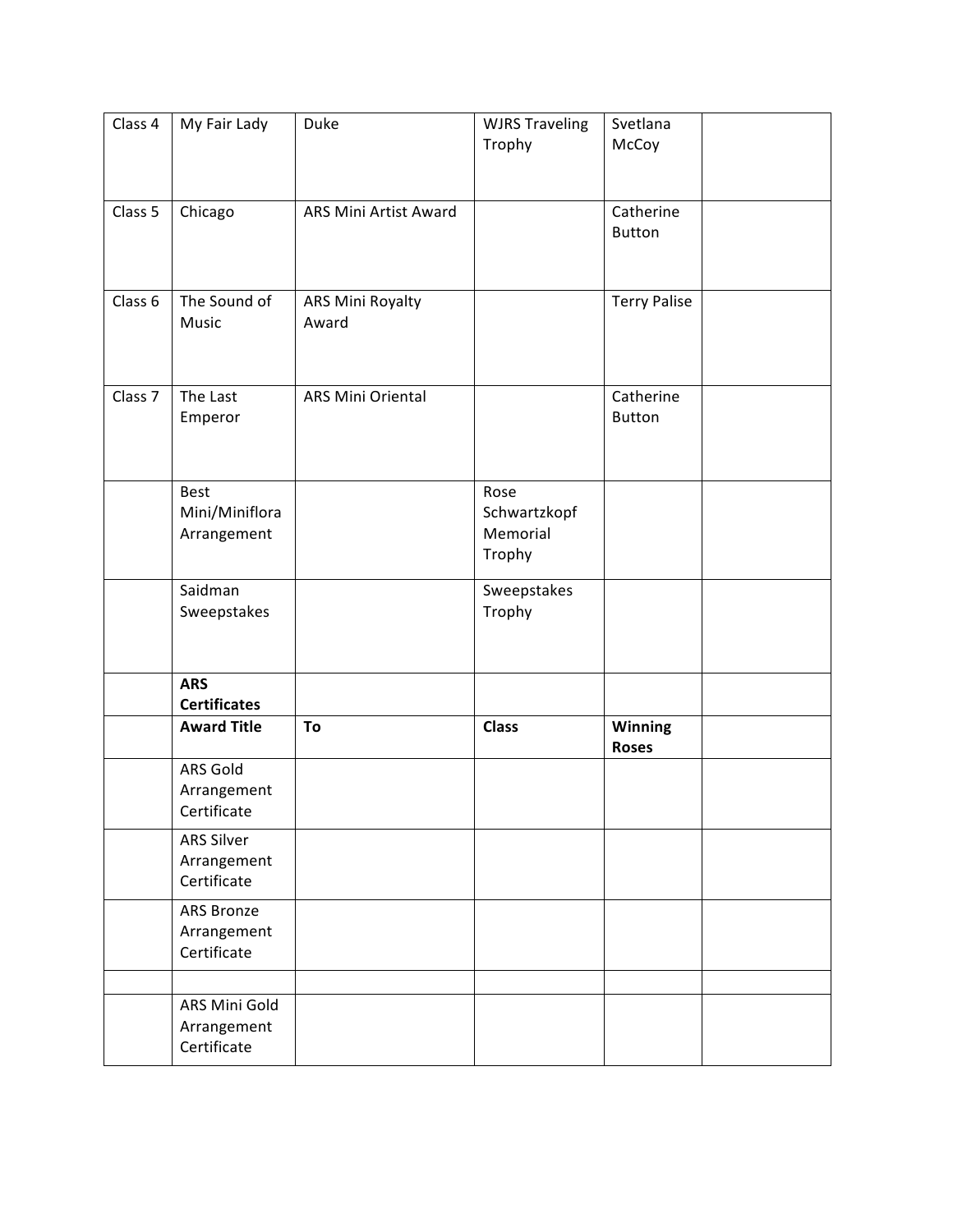| | | | | | |
|---|---|---|---|---|---|
| Class 4 | My Fair Lady | Duke | WJRS Traveling Trophy | Svetlana McCoy | |
| Class 5 | Chicago | ARS Mini Artist Award | | Catherine Button | |
| Class 6 | The Sound of Music | ARS Mini Royalty Award | | Terry Palise | |
| Class 7 | The Last Emperor | ARS Mini Oriental | | Catherine Button | |
| | Best Mini/Miniflora Arrangement | | Rose Schwartzkopf Memorial Trophy | | |
| | Saidman Sweepstakes | | Sweepstakes Trophy | | |
| | **ARS Certificates** | | | | |
| | **Award Title** | **To** | **Class** | **Winning Roses** | |
| | ARS Gold Arrangement Certificate | | | | |
| | ARS Silver Arrangement Certificate | | | | |
| | ARS Bronze Arrangement Certificate | | | | |
| | | | | | |
| | ARS Mini Gold Arrangement Certificate | | | | |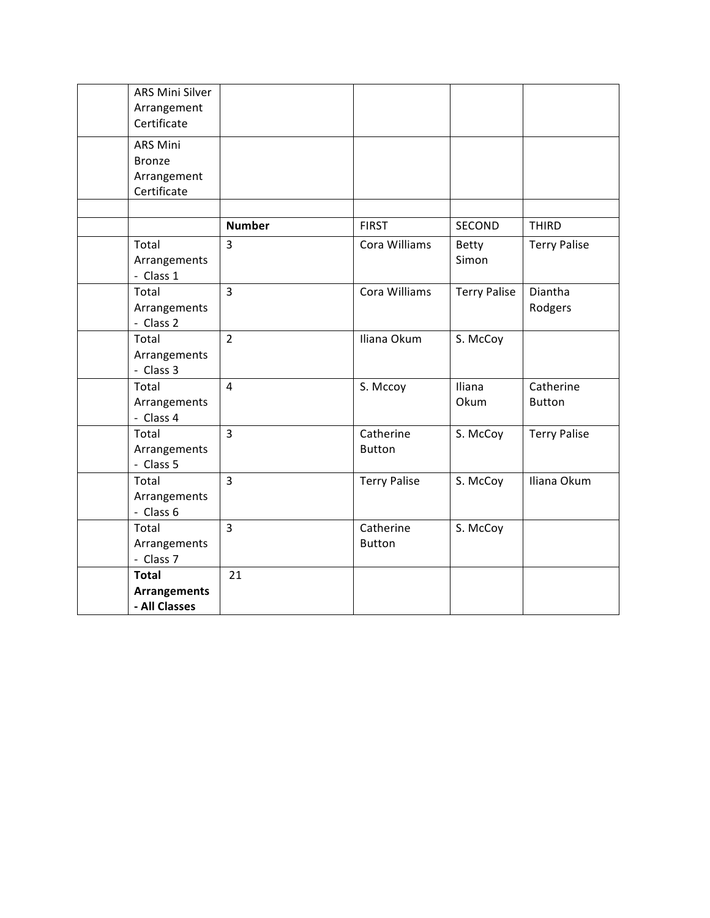| | | | | | |
|---|---|---|---|---|---|
| | ARS Mini Silver Arrangement Certificate | | | | |
| | ARS Mini Bronze Arrangement Certificate | | | | |
| | | | | | |
| | | **Number** | FIRST | SECOND | THIRD |
| | Total Arrangements - Class 1 | 3 | Cora Williams | Betty Simon | Terry Palise |
| | Total Arrangements - Class 2 | 3 | Cora Williams | Terry Palise | Diantha Rodgers |
| | Total Arrangements - Class 3 | 2 | Iliana Okum | S. McCoy | |
| | Total Arrangements - Class 4 | 4 | S. Mccoy | Iliana Okum | Catherine Button |
| | Total Arrangements - Class 5 | 3 | Catherine Button | S. McCoy | Terry Palise |
| | Total Arrangements - Class 6 | 3 | Terry Palise | S. McCoy | Iliana Okum |
| | Total Arrangements - Class 7 | 3 | Catherine Button | S. McCoy | |
| | **Total Arrangements - All Classes** | 21 | | | |